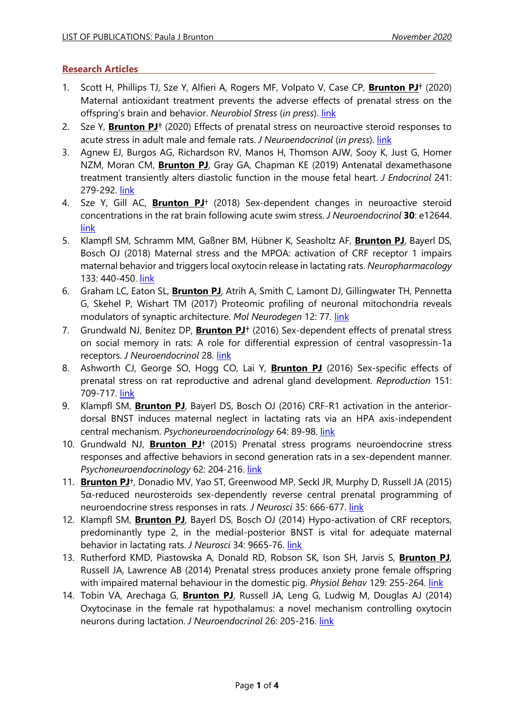## Research Articles

1. Scott H, Phillips TJ, Sze Y, Alfieri A, Rogers MF, Volpato V, Case CP, **Brunton PJ**† (2020) Maternal antioxidant treatment prevents the adverse effects of prenatal stress on the offspring's brain and behavior. *Neurobiol Stress* (*in press*). link
2. Sze Y, **Brunton PJ**† (2020) Effects of prenatal stress on neuroactive steroid responses to acute stress in adult male and female rats. *J Neuroendocrinol* (*in press*). link
3. Agnew EJ, Burgos AG, Richardson RV, Manos H, Thomson AJW, Sooy K, Just G, Homer NZM, Moran CM, **Brunton PJ**, Gray GA, Chapman KE (2019) Antenatal dexamethasone treatment transiently alters diastolic function in the mouse fetal heart. *J Endocrinol* 241: 279-292. link
4. Sze Y, Gill AC, **Brunton PJ**† (2018) Sex-dependent changes in neuroactive steroid concentrations in the rat brain following acute swim stress. *J Neuroendocrinol* **30**: e12644. link
5. Klampfl SM, Schramm MM, Gaßner BM, Hübner K, Seasholtz AF, **Brunton PJ**, Bayerl DS, Bosch OJ (2018) Maternal stress and the MPOA: activation of CRF receptor 1 impairs maternal behavior and triggers local oxytocin release in lactating rats. *Neuropharmacology* 133: 440-450. link
6. Graham LC, Eaton SL, **Brunton PJ**, Atrih A, Smith C, Lamont DJ, Gillingwater TH, Pennetta G, Skehel P, Wishart TM (2017) Proteomic profiling of neuronal mitochondria reveals modulators of synaptic architecture. *Mol Neurodegen* 12: 77. link
7. Grundwald NJ, Benítez DP, **Brunton PJ**† (2016) Sex-dependent effects of prenatal stress on social memory in rats: A role for differential expression of central vasopressin-1a receptors. *J Neuroendocrinol* 28. link
8. Ashworth CJ, George SO, Hogg CO, Lai Y, **Brunton PJ** (2016) Sex-specific effects of prenatal stress on rat reproductive and adrenal gland development. *Reproduction* 151: 709-717. link
9. Klampfl SM, **Brunton PJ**, Bayerl DS, Bosch OJ (2016) CRF-R1 activation in the anterior-dorsal BNST induces maternal neglect in lactating rats via an HPA axis-independent central mechanism. *Psychoneuroendocrinology* 64: 89-98. link
10. Grundwald NJ, **Brunton PJ**† (2015) Prenatal stress programs neuroendocrine stress responses and affective behaviors in second generation rats in a sex-dependent manner. *Psychoneuroendocrinology* 62: 204-216. link
11. **Brunton PJ**†, Donadio MV, Yao ST, Greenwood MP, Seckl JR, Murphy D, Russell JA (2015) 5α-reduced neurosteroids sex-dependently reverse central prenatal programming of neuroendocrine stress responses in rats. *J Neurosci* 35: 666-677. link
12. Klampfl SM, **Brunton PJ**, Bayerl DS, Bosch OJ (2014) Hypo-activation of CRF receptors, predominantly type 2, in the medial-posterior BNST is vital for adequate maternal behavior in lactating rats. *J Neurosci* 34: 9665-76. link
13. Rutherford KMD, Piastowska A, Donald RD, Robson SK, Ison SH, Jarvis S, **Brunton PJ**, Russell JA, Lawrence AB (2014) Prenatal stress produces anxiety prone female offspring with impaired maternal behaviour in the domestic pig. *Physiol Behav* 129: 255-264. link
14. Tobin VA, Arechaga G, **Brunton PJ**, Russell JA, Leng G, Ludwig M, Douglas AJ (2014) Oxytocinase in the female rat hypothalamus: a novel mechanism controlling oxytocin neurons during lactation. *J Neuroendocrinol* 26: 205-216. link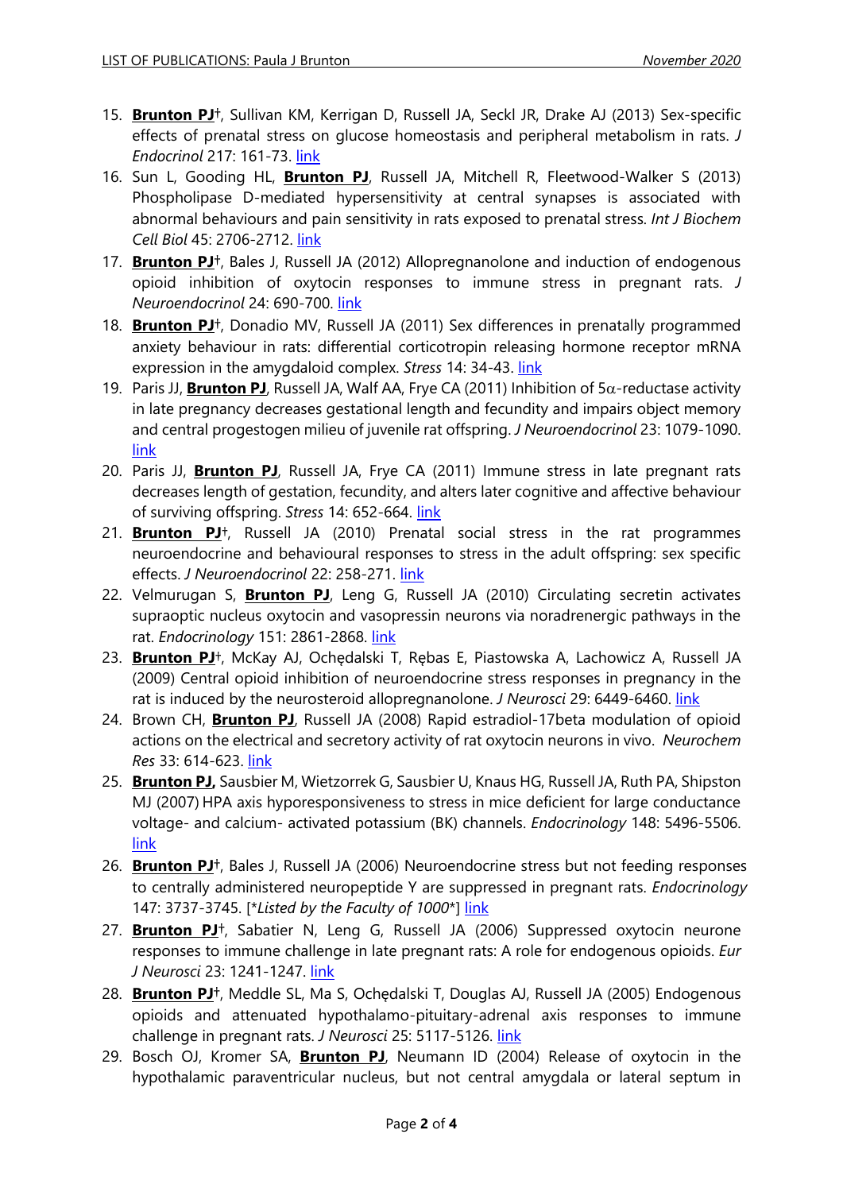15. **Brunton PJ**†, Sullivan KM, Kerrigan D, Russell JA, Seckl JR, Drake AJ (2013) Sex-specific effects of prenatal stress on glucose homeostasis and peripheral metabolism in rats. *J Endocrinol* 217: 161-73. link
16. Sun L, Gooding HL, **Brunton PJ**, Russell JA, Mitchell R, Fleetwood-Walker S (2013) Phospholipase D-mediated hypersensitivity at central synapses is associated with abnormal behaviours and pain sensitivity in rats exposed to prenatal stress. *Int J Biochem Cell Biol* 45: 2706-2712. link
17. **Brunton PJ**†, Bales J, Russell JA (2012) Allopregnanolone and induction of endogenous opioid inhibition of oxytocin responses to immune stress in pregnant rats. *J Neuroendocrinol* 24: 690-700. link
18. **Brunton PJ**†, Donadio MV, Russell JA (2011) Sex differences in prenatally programmed anxiety behaviour in rats: differential corticotropin releasing hormone receptor mRNA expression in the amygdaloid complex. *Stress* 14: 34-43. link
19. Paris JJ, **Brunton PJ**, Russell JA, Walf AA, Frye CA (2011) Inhibition of 5$\alpha$-reductase activity in late pregnancy decreases gestational length and fecundity and impairs object memory and central progestogen milieu of juvenile rat offspring. *J Neuroendocrinol* 23: 1079-1090. link
20. Paris JJ, **Brunton PJ**, Russell JA, Frye CA (2011) Immune stress in late pregnant rats decreases length of gestation, fecundity, and alters later cognitive and affective behaviour of surviving offspring. *Stress* 14: 652-664. link
21. **Brunton PJ**†, Russell JA (2010) Prenatal social stress in the rat programmes neuroendocrine and behavioural responses to stress in the adult offspring: sex specific effects. *J Neuroendocrinol* 22: 258-271. link
22. Velmurugan S, **Brunton PJ**, Leng G, Russell JA (2010) Circulating secretin activates supraoptic nucleus oxytocin and vasopressin neurons via noradrenergic pathways in the rat. *Endocrinology* 151: 2861-2868. link
23. **Brunton PJ**†, McKay AJ, Ochędalski T, Rębas E, Piastowska A, Lachowicz A, Russell JA (2009) Central opioid inhibition of neuroendocrine stress responses in pregnancy in the rat is induced by the neurosteroid allopregnanolone. *J Neurosci* 29: 6449-6460. link
24. Brown CH, **Brunton PJ**, Russell JA (2008) Rapid estradiol-17beta modulation of opioid actions on the electrical and secretory activity of rat oxytocin neurons in vivo. *Neurochem Res* 33: 614-623. link
25. **Brunton PJ,** Sausbier M, Wietzorrek G, Sausbier U, Knaus HG, Russell JA, Ruth PA, Shipston MJ (2007) HPA axis hyporesponsiveness to stress in mice deficient for large conductance voltage- and calcium- activated potassium (BK) channels. *Endocrinology* 148: 5496-5506. link
26. **Brunton PJ**†, Bales J, Russell JA (2006) Neuroendocrine stress but not feeding responses to centrally administered neuropeptide Y are suppressed in pregnant rats. *Endocrinology* 147: 3737-3745. [*\*Listed by the Faculty of 1000\**] link
27. **Brunton PJ**†, Sabatier N, Leng G, Russell JA (2006) Suppressed oxytocin neurone responses to immune challenge in late pregnant rats: A role for endogenous opioids. *Eur J Neurosci* 23: 1241-1247. link
28. **Brunton PJ**†, Meddle SL, Ma S, Ochędalski T, Douglas AJ, Russell JA (2005) Endogenous opioids and attenuated hypothalamo-pituitary-adrenal axis responses to immune challenge in pregnant rats. *J Neurosci* 25: 5117-5126. link
29. Bosch OJ, Kromer SA, **Brunton PJ**, Neumann ID (2004) Release of oxytocin in the hypothalamic paraventricular nucleus, but not central amygdala or lateral septum in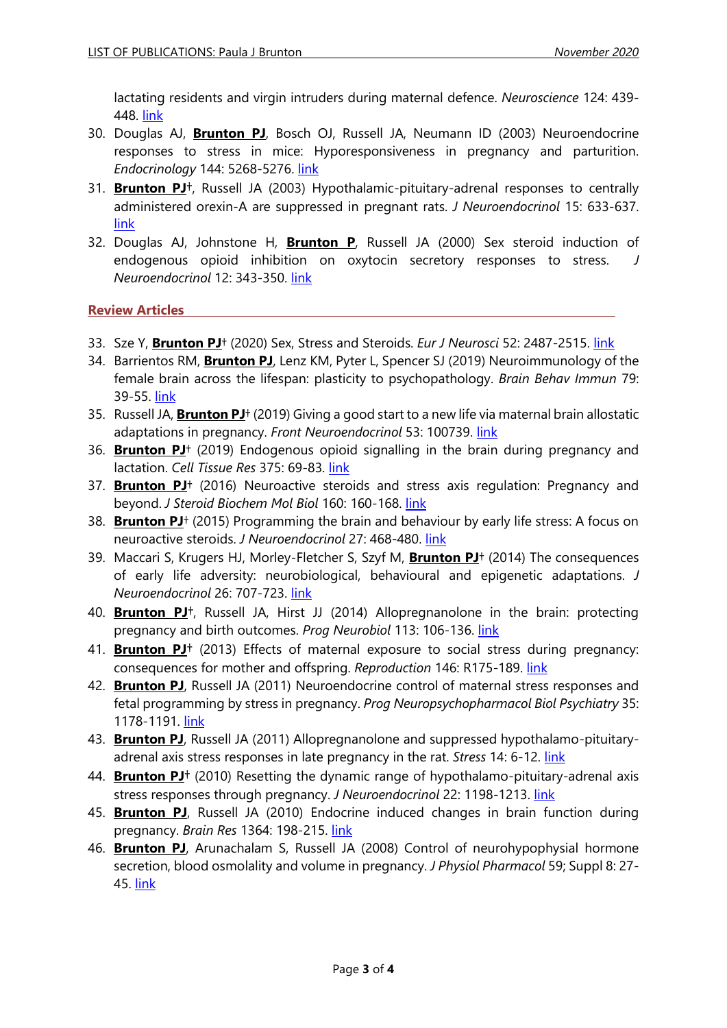lactating residents and virgin intruders during maternal defence. *Neuroscience* 124: 439-448. link

30. Douglas AJ, **Brunton PJ**, Bosch OJ, Russell JA, Neumann ID (2003) Neuroendocrine responses to stress in mice: Hyporesponsiveness in pregnancy and parturition. *Endocrinology* 144: 5268-5276. link
31. **Brunton PJ**†, Russell JA (2003) Hypothalamic-pituitary-adrenal responses to centrally administered orexin-A are suppressed in pregnant rats. *J Neuroendocrinol* 15: 633-637. link
32. Douglas AJ, Johnstone H, **Brunton P**, Russell JA (2000) Sex steroid induction of endogenous opioid inhibition on oxytocin secretory responses to stress. *J Neuroendocrinol* 12: 343-350. link

## Review Articles

33. Sze Y, **Brunton PJ**† (2020) Sex, Stress and Steroids. *Eur J Neurosci* 52: 2487-2515. link
34. Barrientos RM, **Brunton PJ**, Lenz KM, Pyter L, Spencer SJ (2019) Neuroimmunology of the female brain across the lifespan: plasticity to psychopathology. *Brain Behav Immun* 79: 39-55. link
35. Russell JA, **Brunton PJ**† (2019) Giving a good start to a new life via maternal brain allostatic adaptations in pregnancy. *Front Neuroendocrinol* 53: 100739. link
36. **Brunton PJ**† (2019) Endogenous opioid signalling in the brain during pregnancy and lactation. *Cell Tissue Res* 375: 69-83. link
37. **Brunton PJ**† (2016) Neuroactive steroids and stress axis regulation: Pregnancy and beyond. *J Steroid Biochem Mol Biol* 160: 160-168. link
38. **Brunton PJ**† (2015) Programming the brain and behaviour by early life stress: A focus on neuroactive steroids. *J Neuroendocrinol* 27: 468-480. link
39. Maccari S, Krugers HJ, Morley-Fletcher S, Szyf M, **Brunton PJ**† (2014) The consequences of early life adversity: neurobiological, behavioural and epigenetic adaptations. *J Neuroendocrinol* 26: 707-723. link
40. **Brunton PJ**†, Russell JA, Hirst JJ (2014) Allopregnanolone in the brain: protecting pregnancy and birth outcomes. *Prog Neurobiol* 113: 106-136. link
41. **Brunton PJ**† (2013) Effects of maternal exposure to social stress during pregnancy: consequences for mother and offspring. *Reproduction* 146: R175-189. link
42. **Brunton PJ**, Russell JA (2011) Neuroendocrine control of maternal stress responses and fetal programming by stress in pregnancy. *Prog Neuropsychopharmacol Biol Psychiatry* 35: 1178-1191. link
43. **Brunton PJ**, Russell JA (2011) Allopregnanolone and suppressed hypothalamo-pituitary-adrenal axis stress responses in late pregnancy in the rat. *Stress* 14: 6-12. link
44. **Brunton PJ**† (2010) Resetting the dynamic range of hypothalamo-pituitary-adrenal axis stress responses through pregnancy. *J Neuroendocrinol* 22: 1198-1213. link
45. **Brunton PJ**, Russell JA (2010) Endocrine induced changes in brain function during pregnancy. *Brain Res* 1364: 198-215. link
46. **Brunton PJ**, Arunachalam S, Russell JA (2008) Control of neurohypophysial hormone secretion, blood osmolality and volume in pregnancy. *J Physiol Pharmacol* 59; Suppl 8: 27-45. link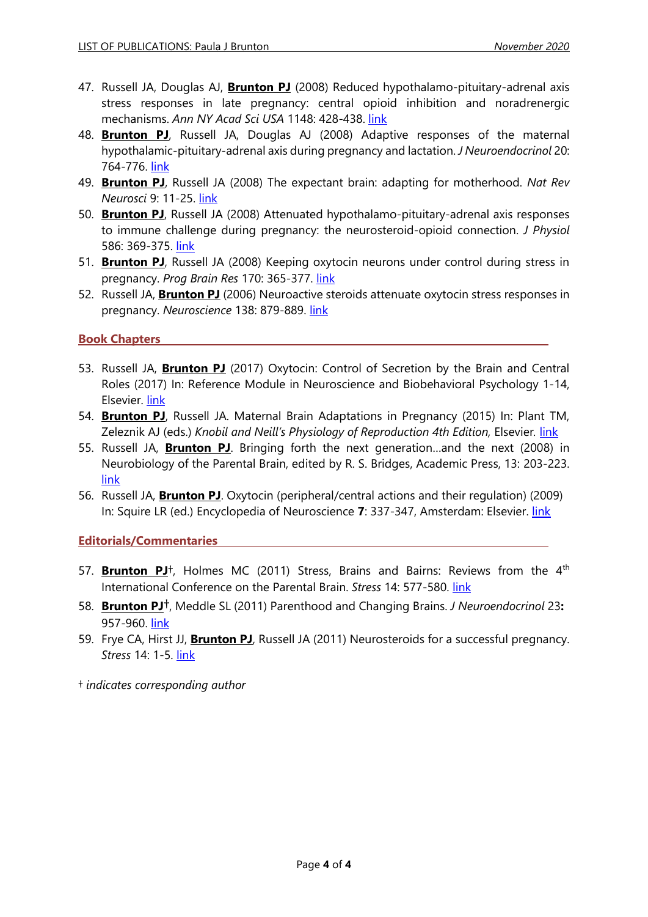47. Russell JA, Douglas AJ, **Brunton PJ** (2008) Reduced hypothalamo-pituitary-adrenal axis stress responses in late pregnancy: central opioid inhibition and noradrenergic mechanisms. *Ann NY Acad Sci USA* 1148: 428-438. link
48. **Brunton PJ**, Russell JA, Douglas AJ (2008) Adaptive responses of the maternal hypothalamic-pituitary-adrenal axis during pregnancy and lactation. *J Neuroendocrinol* 20: 764-776. link
49. **Brunton PJ**, Russell JA (2008) The expectant brain: adapting for motherhood. *Nat Rev Neurosci* 9: 11-25. link
50. **Brunton PJ**, Russell JA (2008) Attenuated hypothalamo-pituitary-adrenal axis responses to immune challenge during pregnancy: the neurosteroid-opioid connection. *J Physiol* 586: 369-375. link
51. **Brunton PJ**, Russell JA (2008) Keeping oxytocin neurons under control during stress in pregnancy. *Prog Brain Res* 170: 365-377. link
52. Russell JA, **Brunton PJ** (2006) Neuroactive steroids attenuate oxytocin stress responses in pregnancy. *Neuroscience* 138: 879-889. link

## Book Chapters

53. Russell JA, **Brunton PJ** (2017) Oxytocin: Control of Secretion by the Brain and Central Roles (2017) In: Reference Module in Neuroscience and Biobehavioral Psychology 1-14, Elsevier. link
54. **Brunton PJ**, Russell JA. Maternal Brain Adaptations in Pregnancy (2015) In: Plant TM, Zeleznik AJ (eds.) *Knobil and Neill's Physiology of Reproduction 4th Edition,* Elsevier. link
55. Russell JA, **Brunton PJ**. Bringing forth the next generation…and the next (2008) in Neurobiology of the Parental Brain, edited by R. S. Bridges, Academic Press, 13: 203-223. link
56. Russell JA, **Brunton PJ**. Oxytocin (peripheral/central actions and their regulation) (2009) In: Squire LR (ed.) Encyclopedia of Neuroscience **7**: 337-347, Amsterdam: Elsevier. link

## Editorials/Commentaries

57. **Brunton PJ**†, Holmes MC (2011) Stress, Brains and Bairns: Reviews from the 4th International Conference on the Parental Brain. *Stress* 14: 577-580. link
58. **Brunton PJ**†, Meddle SL (2011) Parenthood and Changing Brains. *J Neuroendocrinol* 23**:** 957-960. link
59. Frye CA, Hirst JJ, **Brunton PJ**, Russell JA (2011) Neurosteroids for a successful pregnancy. *Stress* 14: 1-5. link

† *indicates corresponding author*